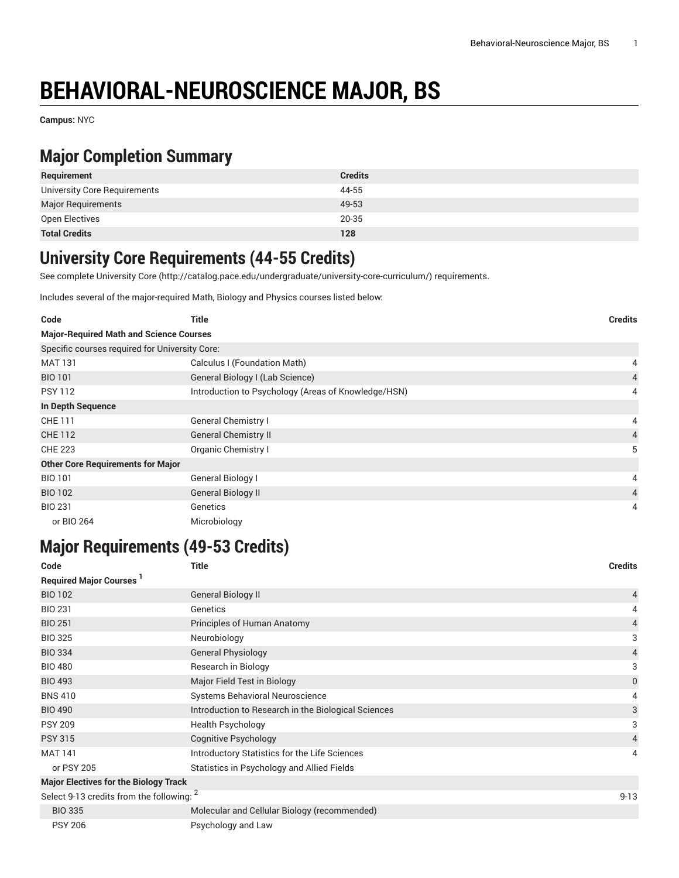# BEHAVIORAL-NEUROSCIENCE MAJOR, BS

**Campus:** NYC

## Major Completion Summary

| Requirement | Credits |
|---|---|
| University Core Requirements | 44-55 |
| Major Requirements | 49-53 |
| Open Electives | 20-35 |
| **Total Credits** | **128** |

## University Core Requirements (44-55 Credits)

See complete University Core (http://catalog.pace.edu/undergraduate/university-core-curriculum/) requirements.

Includes several of the major-required Math, Biology and Physics courses listed below:

| Code | Title | Credits |
|---|---|---|
| **Major-Required Math and Science Courses** | | |
| Specific courses required for University Core: | | |
| MAT 131 | Calculus I (Foundation Math) | 4 |
| BIO 101 | General Biology I (Lab Science) | 4 |
| PSY 112 | Introduction to Psychology (Areas of Knowledge/HSN) | 4 |
| **In Depth Sequence** | | |
| CHE 111 | General Chemistry I | 4 |
| CHE 112 | General Chemistry II | 4 |
| CHE 223 | Organic Chemistry I | 5 |
| **Other Core Requirements for Major** | | |
| BIO 101 | General Biology I | 4 |
| BIO 102 | General Biology II | 4 |
| BIO 231 | Genetics | 4 |
| or BIO 264 | Microbiology | |

## Major Requirements (49-53 Credits)

| Code | Title | Credits |
|---|---|---|
| **Required Major Courses** [1] | | |
| BIO 102 | General Biology II | 4 |
| BIO 231 | Genetics | 4 |
| BIO 251 | Principles of Human Anatomy | 4 |
| BIO 325 | Neurobiology | 3 |
| BIO 334 | General Physiology | 4 |
| BIO 480 | Research in Biology | 3 |
| BIO 493 | Major Field Test in Biology | 0 |
| BNS 410 | Systems Behavioral Neuroscience | 4 |
| BIO 490 | Introduction to Research in the Biological Sciences | 3 |
| PSY 209 | Health Psychology | 3 |
| PSY 315 | Cognitive Psychology | 4 |
| MAT 141 | Introductory Statistics for the Life Sciences | 4 |
| or PSY 205 | Statistics in Psychology and Allied Fields | |
| **Major Electives for the Biology Track** | | |
| Select 9-13 credits from the following: [2] | | 9-13 |
| BIO 335 | Molecular and Cellular Biology (recommended) | |
| PSY 206 | Psychology and Law | |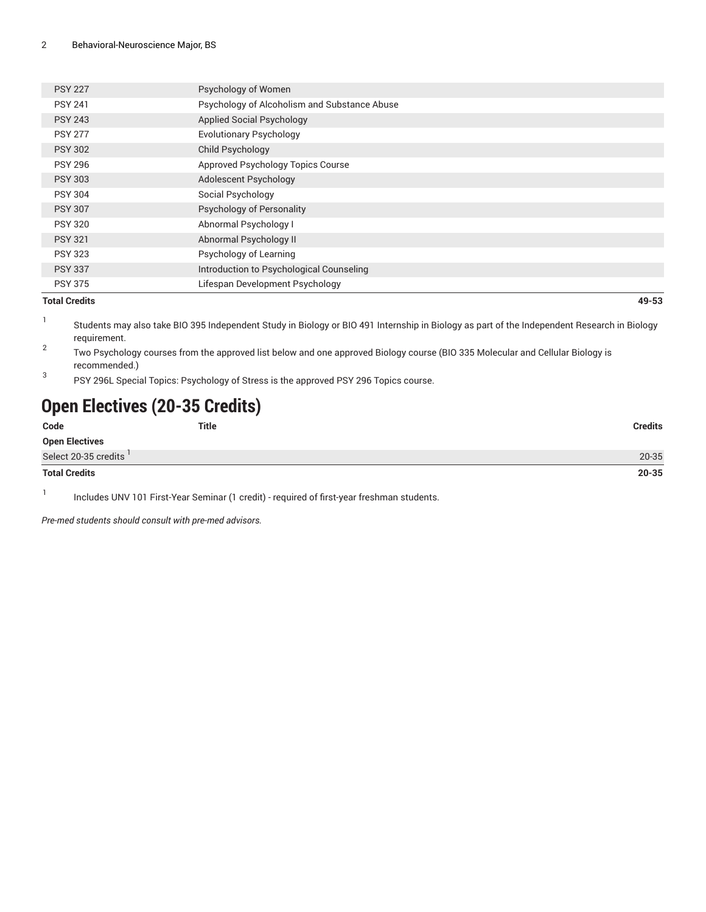| | | |
|---|---|---|
| PSY 227 | Psychology of Women | |
| PSY 241 | Psychology of Alcoholism and Substance Abuse | |
| PSY 243 | Applied Social Psychology | |
| PSY 277 | Evolutionary Psychology | |
| PSY 302 | Child Psychology | |
| PSY 296 | Approved Psychology Topics Course | |
| PSY 303 | Adolescent Psychology | |
| PSY 304 | Social Psychology | |
| PSY 307 | Psychology of Personality | |
| PSY 320 | Abnormal Psychology I | |
| PSY 321 | Abnormal Psychology II | |
| PSY 323 | Psychology of Learning | |
| PSY 337 | Introduction to Psychological Counseling | |
| PSY 375 | Lifespan Development Psychology | |
| **Total Credits** | | **49-53** |

1. Students may also take BIO 395 Independent Study in Biology or BIO 491 Internship in Biology as part of the Independent Research in Biology requirement.
2. Two Psychology courses from the approved list below and one approved Biology course (BIO 335 Molecular and Cellular Biology is recommended.)
3. PSY 296L Special Topics: Psychology of Stress is the approved PSY 296 Topics course.

# Open Electives (20-35 Credits)

| Code | Title | Credits |
|---|---|---|
| **Open Electives** | | |
| Select 20-35 credits [1] | | 20-35 |
| **Total Credits** | | **20-35** |

1. Includes UNV 101 First-Year Seminar (1 credit) - required of first-year freshman students.

*Pre-med students should consult with pre-med advisors.*